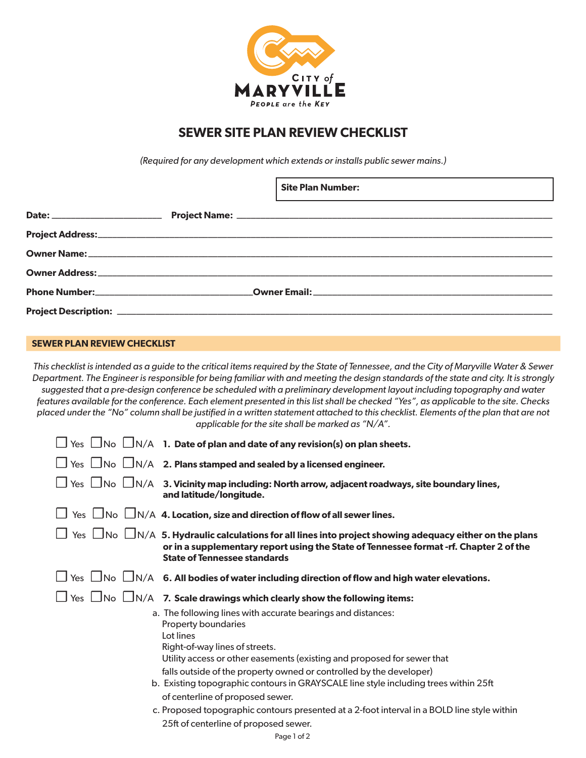CITY of MARYVILLE

PEOPLE are the KEY

# SEWER SITE PLAN REVIEW CHECKLIST

*(Required for any development which extends or installs public sewer mains.)*

**Site Plan Number:**

**Date:** ______________________ **Project Name:** ______________________________________________

**Project Address:** ______________________________________________

**Owner Name:** ______________________________________________

**Owner Address:** ______________________________________________

**Phone Number:** ______________________________ **Owner Email:** ______________________________

**Project Description:** ______________________________________________

## SEWER PLAN REVIEW CHECKLIST

*This checklist is intended as a guide to the critical items required by the State of Tennessee, and the City of Maryville Water & Sewer Department. The Engineer is responsible for being familiar with and meeting the design standards of the state and city. It is strongly suggested that a pre-design conference be scheduled with a preliminary development layout including topography and water features available for the conference. Each element presented in this list shall be checked "Yes", as applicable to the site. Checks placed under the "No" column shall be justified in a written statement attached to this checklist. Elements of the plan that are not applicable for the site shall be marked as "N/A".*

☐ Yes ☐ No ☐ N/A **1. Date of plan and date of any revision(s) on plan sheets.**

☐ Yes ☐ No ☐ N/A **2. Plans stamped and sealed by a licensed engineer.**

☐ Yes ☐ No ☐ N/A **3. Vicinity map including: North arrow, adjacent roadways, site boundary lines, and latitude/longitude.**

☐ Yes ☐ No ☐ N/A **4. Location, size and direction of flow of all sewer lines.**

☐ Yes ☐ No ☐ N/A **5. Hydraulic calculations for all lines into project showing adequacy either on the plans or in a supplementary report using the State of Tennessee format -rf. Chapter 2 of the State of Tennessee standards**

☐ Yes ☐ No ☐ N/A **6. All bodies of water including direction of flow and high water elevations.**

☐ Yes ☐ No ☐ N/A **7. Scale drawings which clearly show the following items:**

a. The following lines with accurate bearings and distances:
   Property boundaries
   Lot lines
   Right-of-way lines of streets.
   Utility access or other easements (existing and proposed for sewer that falls outside of the property owned or controlled by the developer)

b. Existing topographic contours in GRAYSCALE line style including trees within 25ft of centerline of proposed sewer.

c. Proposed topographic contours presented at a 2-foot interval in a BOLD line style within 25ft of centerline of proposed sewer.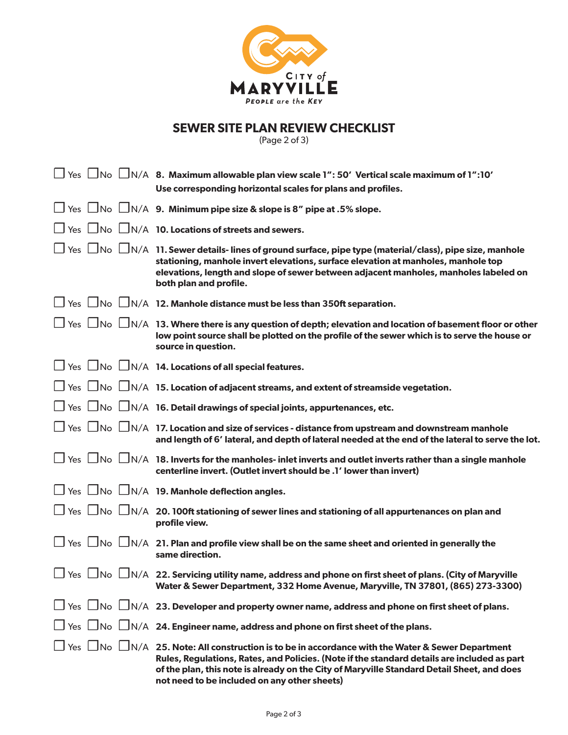CITY of MARYVILLE

PEOPLE are the KEY

## SEWER SITE PLAN REVIEW CHECKLIST

(Page 2 of 3)

☐ Yes ☐ No ☐ N/A **8. Maximum allowable plan view scale 1": 50' Vertical scale maximum of 1":10' Use corresponding horizontal scales for plans and profiles.**

☐ Yes ☐ No ☐ N/A **9. Minimum pipe size & slope is 8" pipe at .5% slope.**

☐ Yes ☐ No ☐ N/A **10. Locations of streets and sewers.**

☐ Yes ☐ No ☐ N/A **11. Sewer details- lines of ground surface, pipe type (material/class), pipe size, manhole stationing, manhole invert elevations, surface elevation at manholes, manhole top elevations, length and slope of sewer between adjacent manholes, manholes labeled on both plan and profile.**

☐ Yes ☐ No ☐ N/A **12. Manhole distance must be less than 350ft separation.**

☐ Yes ☐ No ☐ N/A **13. Where there is any question of depth; elevation and location of basement floor or other low point source shall be plotted on the profile of the sewer which is to serve the house or source in question.**

☐ Yes ☐ No ☐ N/A **14. Locations of all special features.**

☐ Yes ☐ No ☐ N/A **15. Location of adjacent streams, and extent of streamside vegetation.**

☐ Yes ☐ No ☐ N/A **16. Detail drawings of special joints, appurtenances, etc.**

☐ Yes ☐ No ☐ N/A **17. Location and size of services - distance from upstream and downstream manhole and length of 6' lateral, and depth of lateral needed at the end of the lateral to serve the lot.**

☐ Yes ☐ No ☐ N/A **18. Inverts for the manholes- inlet inverts and outlet inverts rather than a single manhole centerline invert. (Outlet invert should be .1' lower than invert)**

☐ Yes ☐ No ☐ N/A **19. Manhole deflection angles.**

☐ Yes ☐ No ☐ N/A **20. 100ft stationing of sewer lines and stationing of all appurtenances on plan and profile view.**

☐ Yes ☐ No ☐ N/A **21. Plan and profile view shall be on the same sheet and oriented in generally the same direction.**

☐ Yes ☐ No ☐ N/A **22. Servicing utility name, address and phone on first sheet of plans. (City of Maryville Water & Sewer Department, 332 Home Avenue, Maryville, TN 37801, (865) 273-3300)**

☐ Yes ☐ No ☐ N/A **23. Developer and property owner name, address and phone on first sheet of plans.**

☐ Yes ☐ No ☐ N/A **24. Engineer name, address and phone on first sheet of the plans.**

☐ Yes ☐ No ☐ N/A **25. Note: All construction is to be in accordance with the Water & Sewer Department Rules, Regulations, Rates, and Policies. (Note if the standard details are included as part of the plan, this note is already on the City of Maryville Standard Detail Sheet, and does not need to be included on any other sheets)**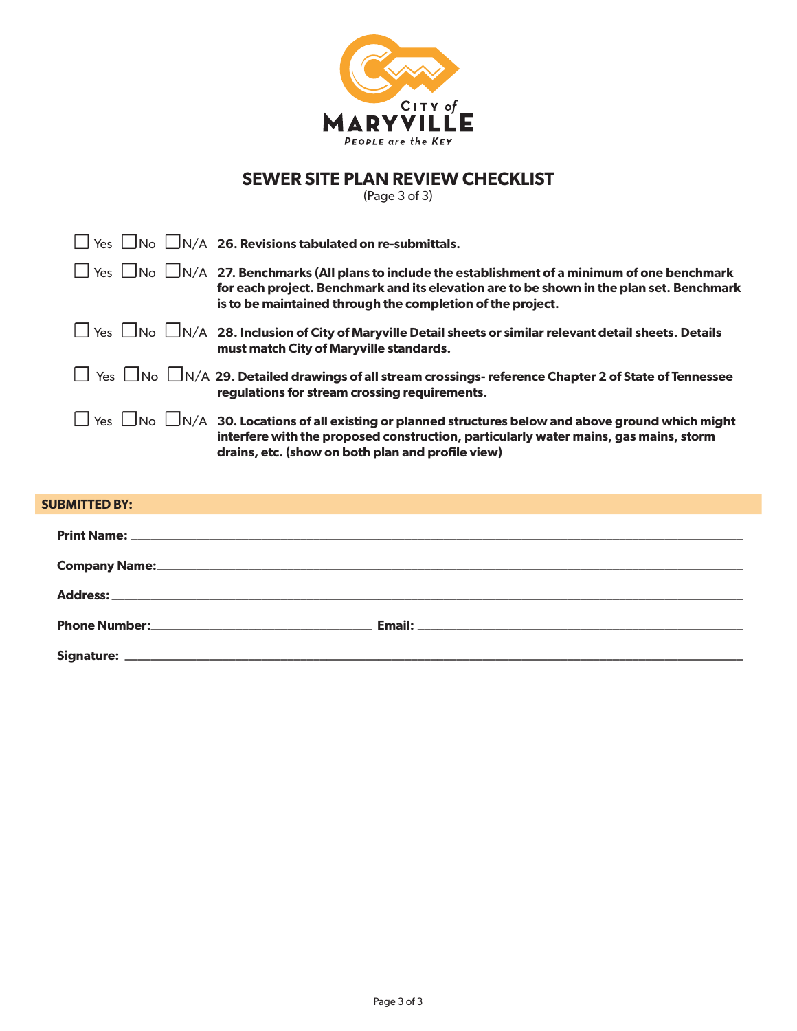CITY of MARYVILLE
PEOPLE are the KEY

# SEWER SITE PLAN REVIEW CHECKLIST

(Page 3 of 3)

☐ Yes ☐ No ☐ N/A **26. Revisions tabulated on re-submittals.**

☐ Yes ☐ No ☐ N/A **27. Benchmarks (All plans to include the establishment of a minimum of one benchmark for each project. Benchmark and its elevation are to be shown in the plan set. Benchmark is to be maintained through the completion of the project.**

☐ Yes ☐ No ☐ N/A **28. Inclusion of City of Maryville Detail sheets or similar relevant detail sheets. Details must match City of Maryville standards.**

☐ Yes ☐ No ☐ N/A **29. Detailed drawings of all stream crossings- reference Chapter 2 of State of Tennessee regulations for stream crossing requirements.**

☐ Yes ☐ No ☐ N/A **30. Locations of all existing or planned structures below and above ground which might interfere with the proposed construction, particularly water mains, gas mains, storm drains, etc. (show on both plan and profile view)**

## SUBMITTED BY:

**Print Name:** ______________________________

**Company Name:** ______________________________

**Address:** ______________________________

**Phone Number:** ______________________________ **Email:** ______________________________

**Signature:** ______________________________